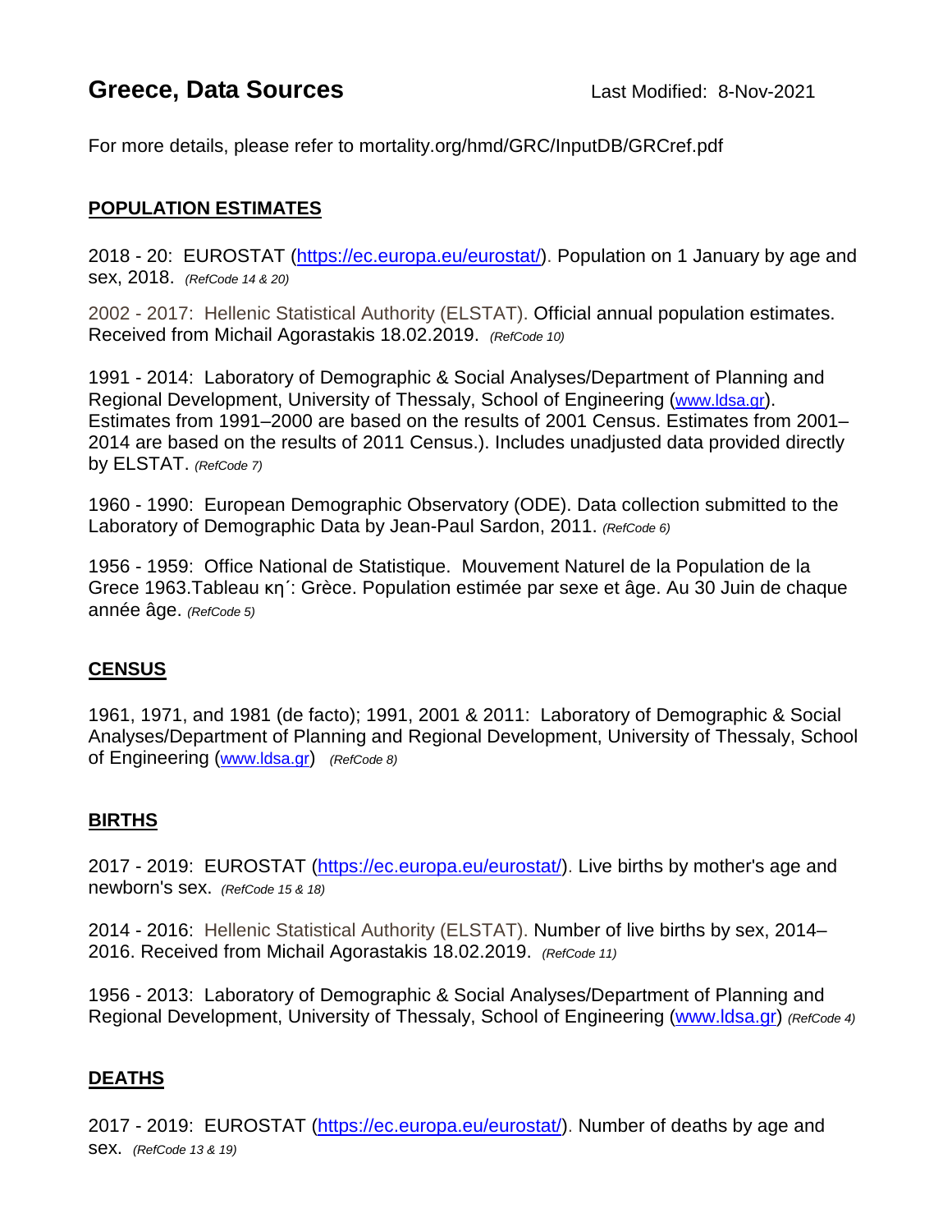# Greece, Data Sources

Last Modified: 8-Nov-2021

For more details, please refer to mortality.org/hmd/GRC/InputDB/GRCref.pdf

## POPULATION ESTIMATES

2018 - 20: EUROSTAT (https://ec.europa.eu/eurostat/). Population on 1 January by age and sex, 2018. *(RefCode 14 & 20)*

2002 - 2017: Hellenic Statistical Authority (ELSTAT). Official annual population estimates. Received from Michail Agorastakis 18.02.2019. *(RefCode 10)*

1991 - 2014: Laboratory of Demographic & Social Analyses/Department of Planning and Regional Development, University of Thessaly, School of Engineering (www.ldsa.gr). Estimates from 1991–2000 are based on the results of 2001 Census. Estimates from 2001–2014 are based on the results of 2011 Census.). Includes unadjusted data provided directly by ELSTAT. *(RefCode 7)*

1960 - 1990: European Demographic Observatory (ODE). Data collection submitted to the Laboratory of Demographic Data by Jean-Paul Sardon, 2011. *(RefCode 6)*

1956 - 1959: Office National de Statistique. Mouvement Naturel de la Population de la Grece 1963.Tableau κη΄: Grèce. Population estimée par sexe et âge. Au 30 Juin de chaque année âge. *(RefCode 5)*

## CENSUS

1961, 1971, and 1981 (de facto); 1991, 2001 & 2011: Laboratory of Demographic & Social Analyses/Department of Planning and Regional Development, University of Thessaly, School of Engineering (www.ldsa.gr) *(RefCode 8)*

## BIRTHS

2017 - 2019: EUROSTAT (https://ec.europa.eu/eurostat/). Live births by mother's age and newborn's sex. *(RefCode 15 & 18)*

2014 - 2016: Hellenic Statistical Authority (ELSTAT). Number of live births by sex, 2014–2016. Received from Michail Agorastakis 18.02.2019. *(RefCode 11)*

1956 - 2013: Laboratory of Demographic & Social Analyses/Department of Planning and Regional Development, University of Thessaly, School of Engineering (www.ldsa.gr) *(RefCode 4)*

## DEATHS

2017 - 2019: EUROSTAT (https://ec.europa.eu/eurostat/). Number of deaths by age and sex. *(RefCode 13 & 19)*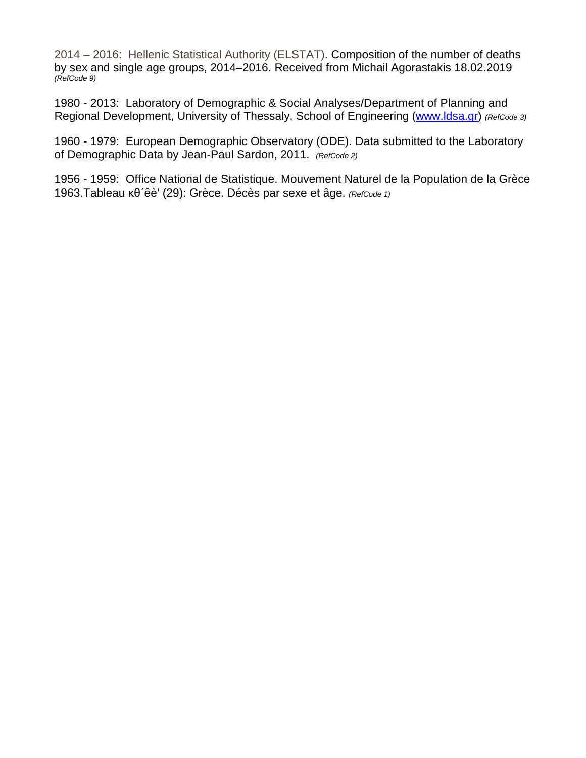2014 – 2016: Hellenic Statistical Authority (ELSTAT). Composition of the number of deaths by sex and single age groups, 2014–2016. Received from Michail Agorastakis 18.02.2019 *(RefCode 9)*

1980 - 2013: Laboratory of Demographic & Social Analyses/Department of Planning and Regional Development, University of Thessaly, School of Engineering (www.ldsa.gr) *(RefCode 3)*

1960 - 1979: European Demographic Observatory (ODE). Data submitted to the Laboratory of Demographic Data by Jean-Paul Sardon, 2011. *(RefCode 2)*

1956 - 1959: Office National de Statistique. Mouvement Naturel de la Population de la Grèce 1963.Tableau κθ´êè' (29): Grèce. Décès par sexe et âge. *(RefCode 1)*